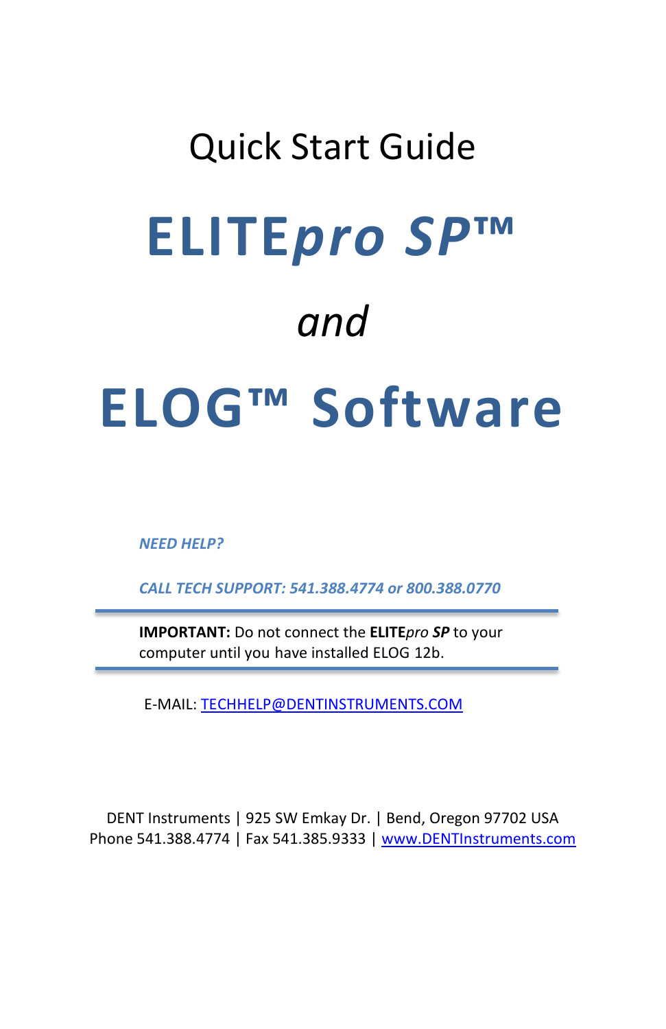# Quick Start Guide

# **ELITE*pro SP*™**

# *and*

# **ELOG™ Software**

***NEED HELP?***

***CALL TECH SUPPORT: 541.388.4774 or 800.388.0770***

---

**IMPORTANT:** Do not connect the **ELITE***pro* ***SP*** to your computer until you have installed ELOG 12b.

---

E-MAIL: TECHHELP@DENTINSTRUMENTS.COM

DENT Instruments | 925 SW Emkay Dr. | Bend, Oregon 97702 USA
Phone 541.388.4774 | Fax 541.385.9333 | www.DENTInstruments.com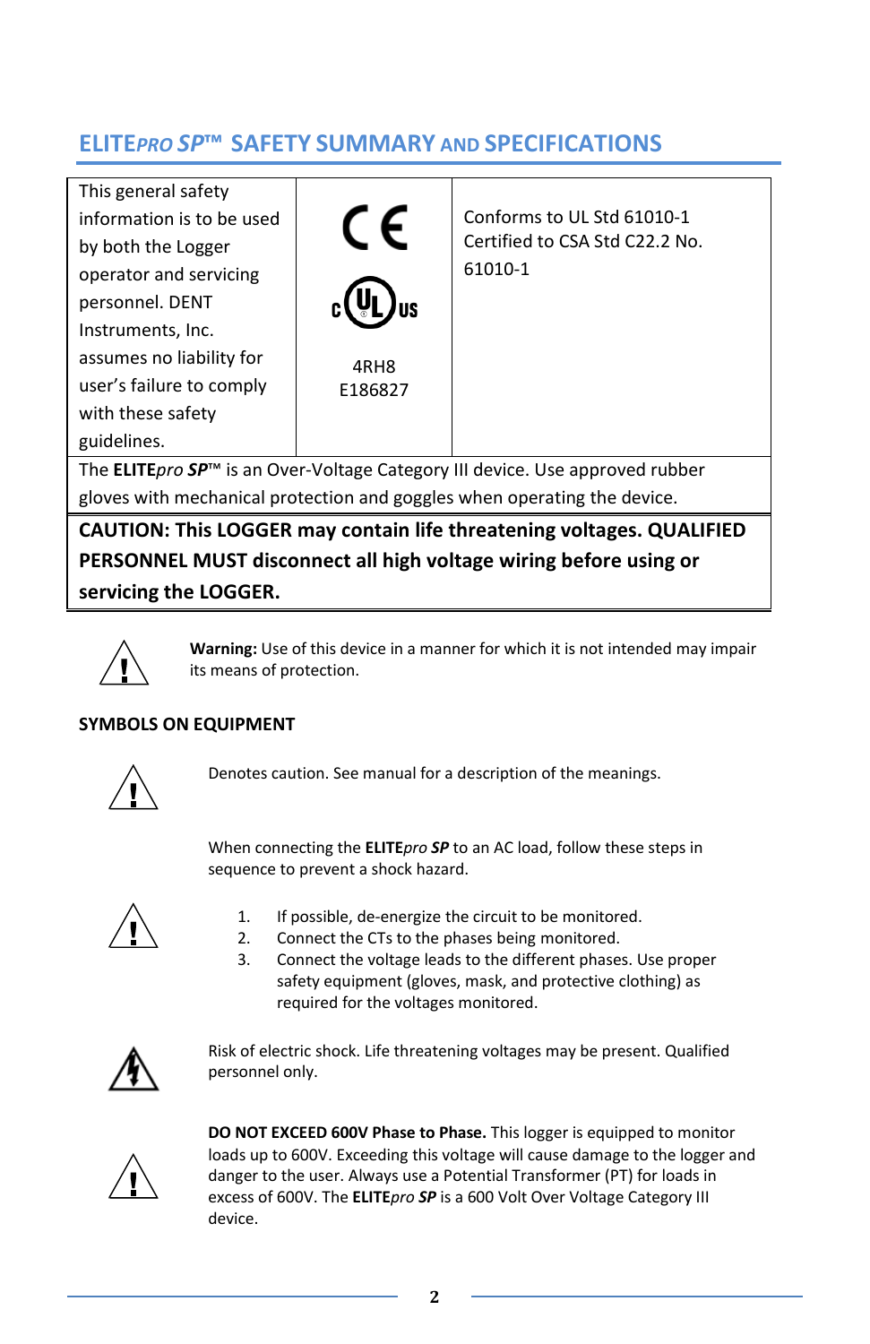## ELITE*PRO SP*™ SAFETY SUMMARY AND SPECIFICATIONS

| This general safety information is to be used by both the Logger operator and servicing personnel. DENT Instruments, Inc. assumes no liability for user's failure to comply with these safety guidelines. | CE<br>c UL us<br>4RH8<br>E186827 | Conforms to UL Std 61010-1<br>Certified to CSA Std C22.2 No. 61010-1 |
|---|---|---|
| The **ELITE***pro* ***SP***™ is an Over-Voltage Category III device. Use approved rubber gloves with mechanical protection and goggles when operating the device. | | |
| **CAUTION: This LOGGER may contain life threatening voltages. QUALIFIED PERSONNEL MUST disconnect all high voltage wiring before using or servicing the LOGGER.** | | |

**Warning:** Use of this device in a manner for which it is not intended may impair its means of protection.

### SYMBOLS ON EQUIPMENT

Denotes caution. See manual for a description of the meanings.

When connecting the **ELITE***pro* ***SP*** to an AC load, follow these steps in sequence to prevent a shock hazard.

1. If possible, de-energize the circuit to be monitored.
2. Connect the CTs to the phases being monitored.
3. Connect the voltage leads to the different phases. Use proper safety equipment (gloves, mask, and protective clothing) as required for the voltages monitored.

Risk of electric shock. Life threatening voltages may be present. Qualified personnel only.

**DO NOT EXCEED 600V Phase to Phase.** This logger is equipped to monitor loads up to 600V. Exceeding this voltage will cause damage to the logger and danger to the user. Always use a Potential Transformer (PT) for loads in excess of 600V. The **ELITE***pro* ***SP*** is a 600 Volt Over Voltage Category III device.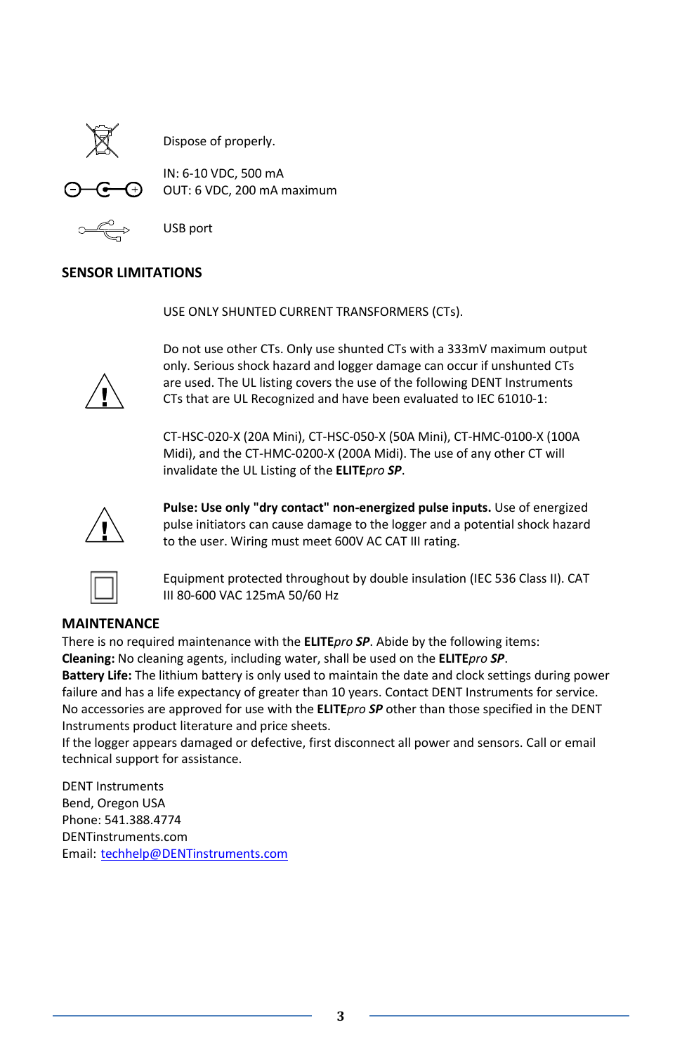Dispose of properly.

IN: 6-10 VDC, 500 mA
OUT: 6 VDC, 200 mA maximum

USB port

## SENSOR LIMITATIONS

USE ONLY SHUNTED CURRENT TRANSFORMERS (CTs).

Do not use other CTs. Only use shunted CTs with a 333mV maximum output only. Serious shock hazard and logger damage can occur if unshunted CTs are used. The UL listing covers the use of the following DENT Instruments CTs that are UL Recognized and have been evaluated to IEC 61010-1:

CT-HSC-020-X (20A Mini), CT-HSC-050-X (50A Mini), CT-HMC-0100-X (100A Midi), and the CT-HMC-0200-X (200A Midi). The use of any other CT will invalidate the UL Listing of the **ELITE***pro* ***SP***.

**Pulse: Use only "dry contact" non-energized pulse inputs.** Use of energized pulse initiators can cause damage to the logger and a potential shock hazard to the user. Wiring must meet 600V AC CAT III rating.

Equipment protected throughout by double insulation (IEC 536 Class II). CAT III 80-600 VAC 125mA 50/60 Hz

## MAINTENANCE

There is no required maintenance with the **ELITE***pro* ***SP***. Abide by the following items:
**Cleaning:** No cleaning agents, including water, shall be used on the **ELITE***pro* ***SP***.
**Battery Life:** The lithium battery is only used to maintain the date and clock settings during power failure and has a life expectancy of greater than 10 years. Contact DENT Instruments for service.
No accessories are approved for use with the **ELITE***pro* ***SP*** other than those specified in the DENT Instruments product literature and price sheets.
If the logger appears damaged or defective, first disconnect all power and sensors. Call or email technical support for assistance.

DENT Instruments
Bend, Oregon USA
Phone: 541.388.4774
DENTinstruments.com
Email: techhelp@DENTinstruments.com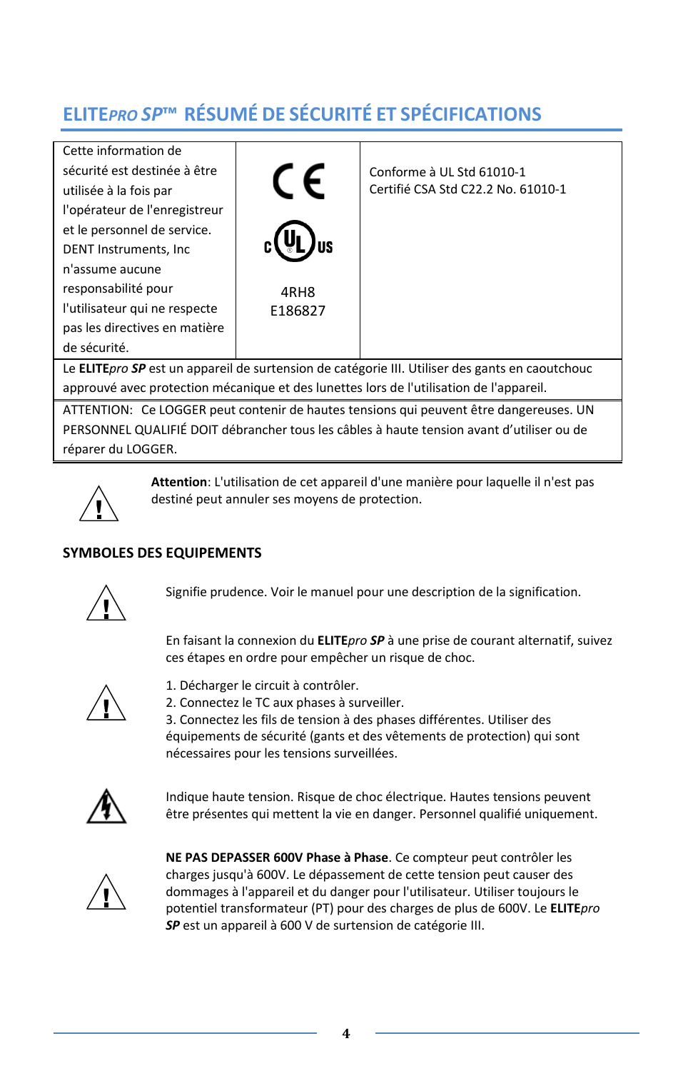## ELITE*PRO SP*™ RÉSUMÉ DE SÉCURITÉ ET SPÉCIFICATIONS

| Cette information de sécurité est destinée à être utilisée à la fois par l'opérateur de l'enregistreur et le personnel de service. DENT Instruments, Inc n'assume aucune responsabilité pour l'utilisateur qui ne respecte pas les directives en matière de sécurité. | CE<br>c UL us<br>4RH8<br>E186827 | Conforme à UL Std 61010-1<br>Certifié CSA Std C22.2 No. 61010-1 |
|---|---|---|
| Le **ELITE***pro* ***SP*** est un appareil de surtension de catégorie III. Utiliser des gants en caoutchouc approuvé avec protection mécanique et des lunettes lors de l'utilisation de l'appareil. | | |
| ATTENTION:  Ce LOGGER peut contenir de hautes tensions qui peuvent être dangereuses. UN PERSONNEL QUALIFIÉ DOIT débrancher tous les câbles à haute tension avant d'utiliser ou de réparer du LOGGER. | | |

⚠ **Attention**: L'utilisation de cet appareil d'une manière pour laquelle il n'est pas destiné peut annuler ses moyens de protection.

### SYMBOLES DES EQUIPEMENTS

⚠ Signifie prudence. Voir le manuel pour une description de la signification.

⚠ En faisant la connexion du **ELITE***pro* ***SP*** à une prise de courant alternatif, suivez ces étapes en ordre pour empêcher un risque de choc.

1. Décharger le circuit à contrôler.
2. Connectez le TC aux phases à surveiller.
3. Connectez les fils de tension à des phases différentes. Utiliser des équipements de sécurité (gants et des vêtements de protection) qui sont nécessaires pour les tensions surveillées.

⚡ Indique haute tension. Risque de choc électrique. Hautes tensions peuvent être présentes qui mettent la vie en danger. Personnel qualifié uniquement.

⚠ **NE PAS DEPASSER 600V Phase à Phase**. Ce compteur peut contrôler les charges jusqu'à 600V. Le dépassement de cette tension peut causer des dommages à l'appareil et du danger pour l'utilisateur. Utiliser toujours le potentiel transformateur (PT) pour des charges de plus de 600V. Le **ELITE***pro* ***SP*** est un appareil à 600 V de surtension de catégorie III.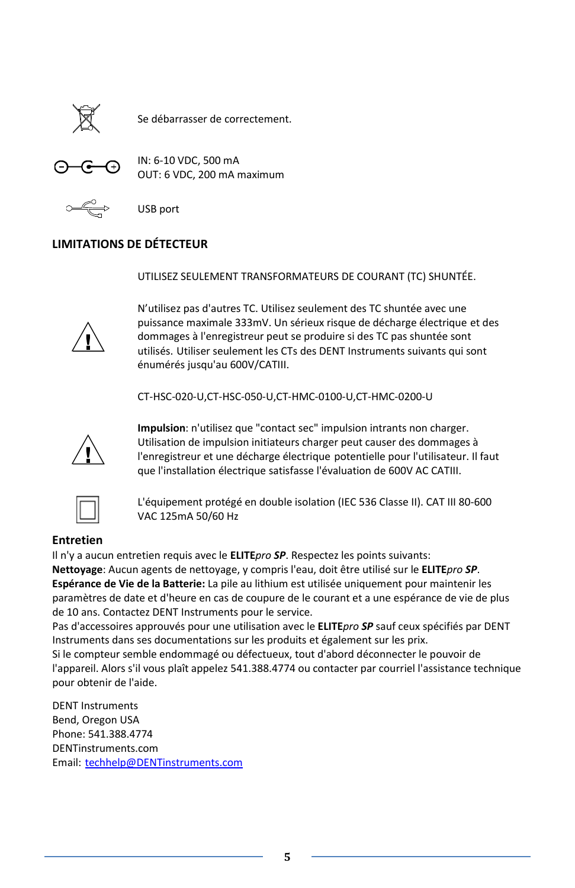Se débarrasser de correctement.

IN: 6-10 VDC, 500 mA
OUT: 6 VDC, 200 mA maximum

USB port

**LIMITATIONS DE DÉTECTEUR**

UTILISEZ SEULEMENT TRANSFORMATEURS DE COURANT (TC) SHUNTÉE.

N'utilisez pas d'autres TC. Utilisez seulement des TC shuntée avec une puissance maximale 333mV. Un sérieux risque de décharge électrique et des dommages à l'enregistreur peut se produire si des TC pas shuntée sont utilisés. Utiliser seulement les CTs des DENT Instruments suivants qui sont énumérés jusqu'au 600V/CATIII.

CT-HSC-020-U,CT-HSC-050-U,CT-HMC-0100-U,CT-HMC-0200-U

**Impulsion**: n'utilisez que "contact sec" impulsion intrants non charger. Utilisation de impulsion initiateurs charger peut causer des dommages à l'enregistreur et une décharge électrique potentielle pour l'utilisateur. Il faut que l'installation électrique satisfasse l'évaluation de 600V AC CATIII.

L'équipement protégé en double isolation (IEC 536 Classe II). CAT III 80-600 VAC 125mA 50/60 Hz

**Entretien**

Il n'y a aucun entretien requis avec le **ELITE***pro* ***SP***. Respectez les points suivants:
**Nettoyage**: Aucun agents de nettoyage, y compris l'eau, doit être utilisé sur le **ELITE***pro* ***SP***.
**Espérance de Vie de la Batterie:** La pile au lithium est utilisée uniquement pour maintenir les paramètres de date et d'heure en cas de coupure de le courant et a une espérance de vie de plus de 10 ans. Contactez DENT Instruments pour le service.
Pas d'accessoires approuvés pour une utilisation avec le **ELITE***pro* ***SP*** sauf ceux spécifiés par DENT Instruments dans ses documentations sur les produits et également sur les prix.
Si le compteur semble endommagé ou défectueux, tout d'abord déconnecter le pouvoir de l'appareil. Alors s'il vous plaît appelez 541.388.4774 ou contacter par courriel l'assistance technique pour obtenir de l'aide.

DENT Instruments
Bend, Oregon USA
Phone: 541.388.4774
DENTinstruments.com
Email: techhelp@DENTinstruments.com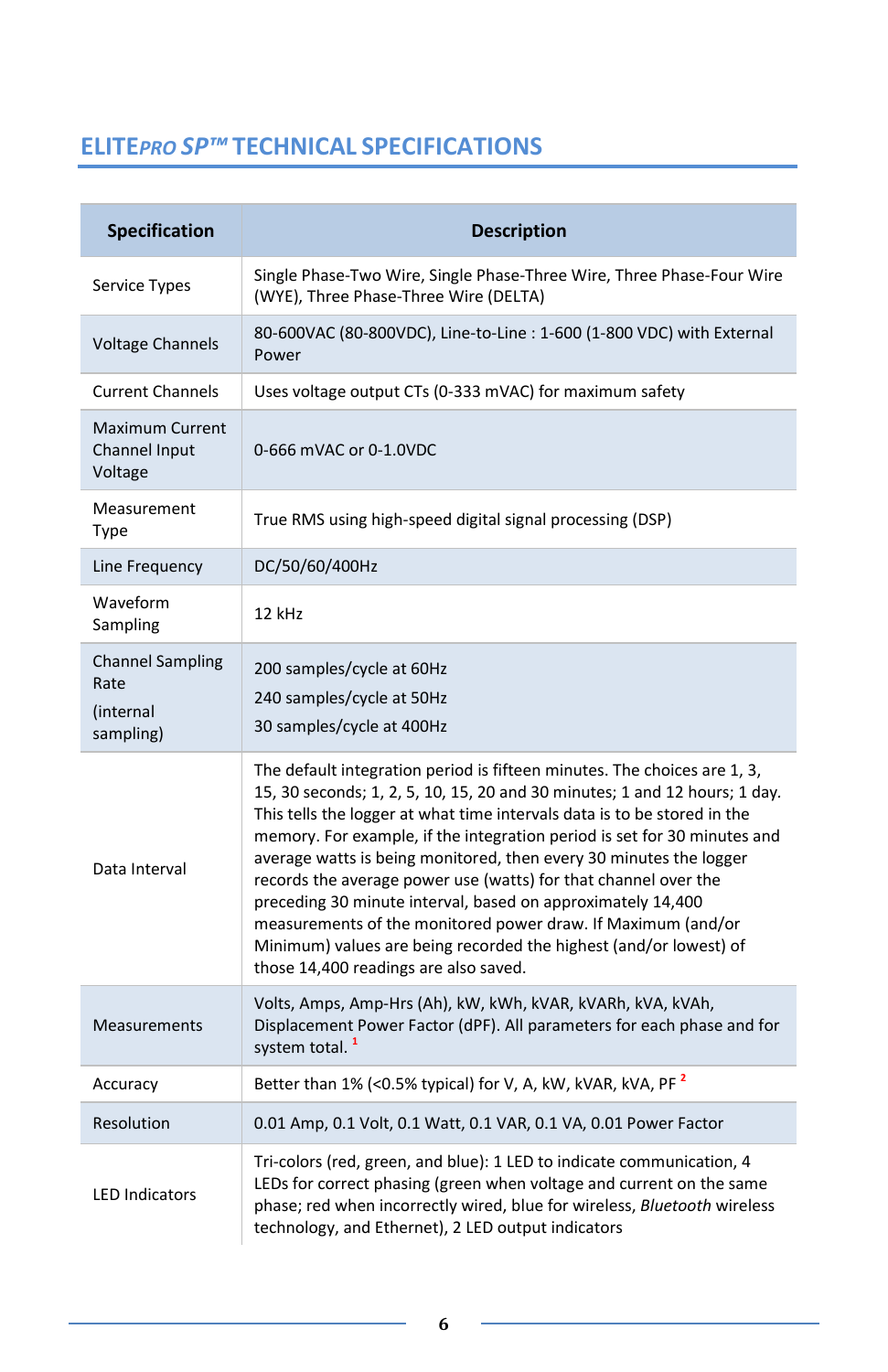## ELITE*PRO SP*™ TECHNICAL SPECIFICATIONS

| Specification | Description |
|---|---|
| Service Types | Single Phase-Two Wire, Single Phase-Three Wire, Three Phase-Four Wire (WYE), Three Phase-Three Wire (DELTA) |
| Voltage Channels | 80-600VAC (80-800VDC), Line-to-Line : 1-600 (1-800 VDC) with External Power |
| Current Channels | Uses voltage output CTs (0-333 mVAC) for maximum safety |
| Maximum Current Channel Input Voltage | 0-666 mVAC or 0-1.0VDC |
| Measurement Type | True RMS using high-speed digital signal processing (DSP) |
| Line Frequency | DC/50/60/400Hz |
| Waveform Sampling | 12 kHz |
| Channel Sampling Rate (internal sampling) | 200 samples/cycle at 60Hz<br>240 samples/cycle at 50Hz<br>30 samples/cycle at 400Hz |
| Data Interval | The default integration period is fifteen minutes. The choices are 1, 3, 15, 30 seconds; 1, 2, 5, 10, 15, 20 and 30 minutes; 1 and 12 hours; 1 day. This tells the logger at what time intervals data is to be stored in the memory. For example, if the integration period is set for 30 minutes and average watts is being monitored, then every 30 minutes the logger records the average power use (watts) for that channel over the preceding 30 minute interval, based on approximately 14,400 measurements of the monitored power draw. If Maximum (and/or Minimum) values are being recorded the highest (and/or lowest) of those 14,400 readings are also saved. |
| Measurements | Volts, Amps, Amp-Hrs (Ah), kW, kWh, kVAR, kVARh, kVA, kVAh, Displacement Power Factor (dPF). All parameters for each phase and for system total. [1] |
| Accuracy | Better than 1% (<0.5% typical) for V, A, kW, kVAR, kVA, PF [2] |
| Resolution | 0.01 Amp, 0.1 Volt, 0.1 Watt, 0.1 VAR, 0.1 VA, 0.01 Power Factor |
| LED Indicators | Tri-colors (red, green, and blue): 1 LED to indicate communication, 4 LEDs for correct phasing (green when voltage and current on the same phase; red when incorrectly wired, blue for wireless, *Bluetooth* wireless technology, and Ethernet), 2 LED output indicators |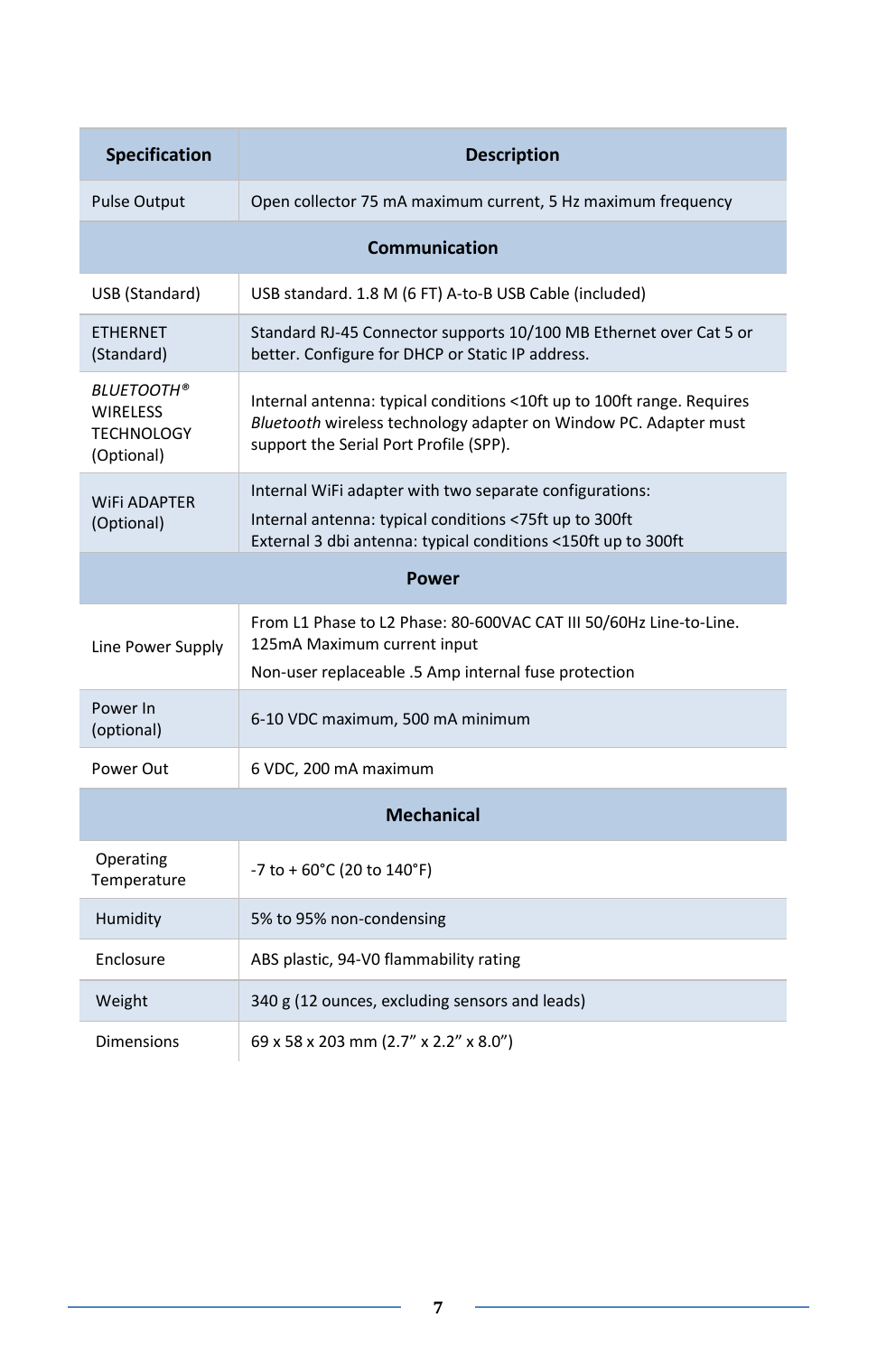| Specification | Description |
|---|---|
| Pulse Output | Open collector 75 mA maximum current, 5 Hz maximum frequency |
| **Communication** | |
| USB (Standard) | USB standard. 1.8 M (6 FT) A-to-B USB Cable (included) |
| ETHERNET (Standard) | Standard RJ-45 Connector supports 10/100 MB Ethernet over Cat 5 or better. Configure for DHCP or Static IP address. |
| *BLUETOOTH®* WIRELESS TECHNOLOGY (Optional) | Internal antenna: typical conditions <10ft up to 100ft range. Requires *Bluetooth* wireless technology adapter on Window PC. Adapter must support the Serial Port Profile (SPP). |
| WiFi ADAPTER (Optional) | Internal WiFi adapter with two separate configurations:<br>Internal antenna: typical conditions <75ft up to 300ft<br>External 3 dbi antenna: typical conditions <150ft up to 300ft |
| **Power** | |
| Line Power Supply | From L1 Phase to L2 Phase: 80-600VAC CAT III 50/60Hz Line-to-Line. 125mA Maximum current input<br>Non-user replaceable .5 Amp internal fuse protection |
| Power In (optional) | 6-10 VDC maximum, 500 mA minimum |
| Power Out | 6 VDC, 200 mA maximum |
| **Mechanical** | |
| Operating Temperature | -7 to + 60°C (20 to 140°F) |
| Humidity | 5% to 95% non-condensing |
| Enclosure | ABS plastic, 94-V0 flammability rating |
| Weight | 340 g (12 ounces, excluding sensors and leads) |
| Dimensions | 69 x 58 x 203 mm (2.7" x 2.2" x 8.0") |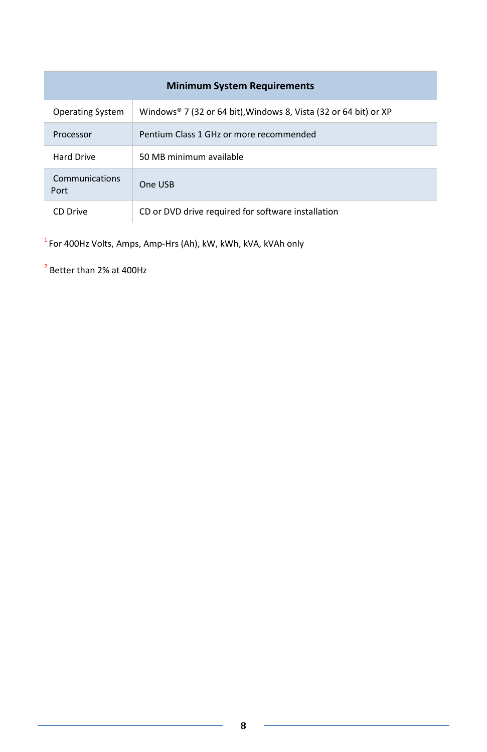| Minimum System Requirements | |
|---|---|
| Operating System | Windows® 7 (32 or 64 bit),Windows 8, Vista (32 or 64 bit) or XP |
| Processor | Pentium Class 1 GHz or more recommended |
| Hard Drive | 50 MB minimum available |
| Communications Port | One USB |
| CD Drive | CD or DVD drive required for software installation |

[1] For 400Hz Volts, Amps, Amp-Hrs (Ah), kW, kWh, kVA, kVAh only

[2] Better than 2% at 400Hz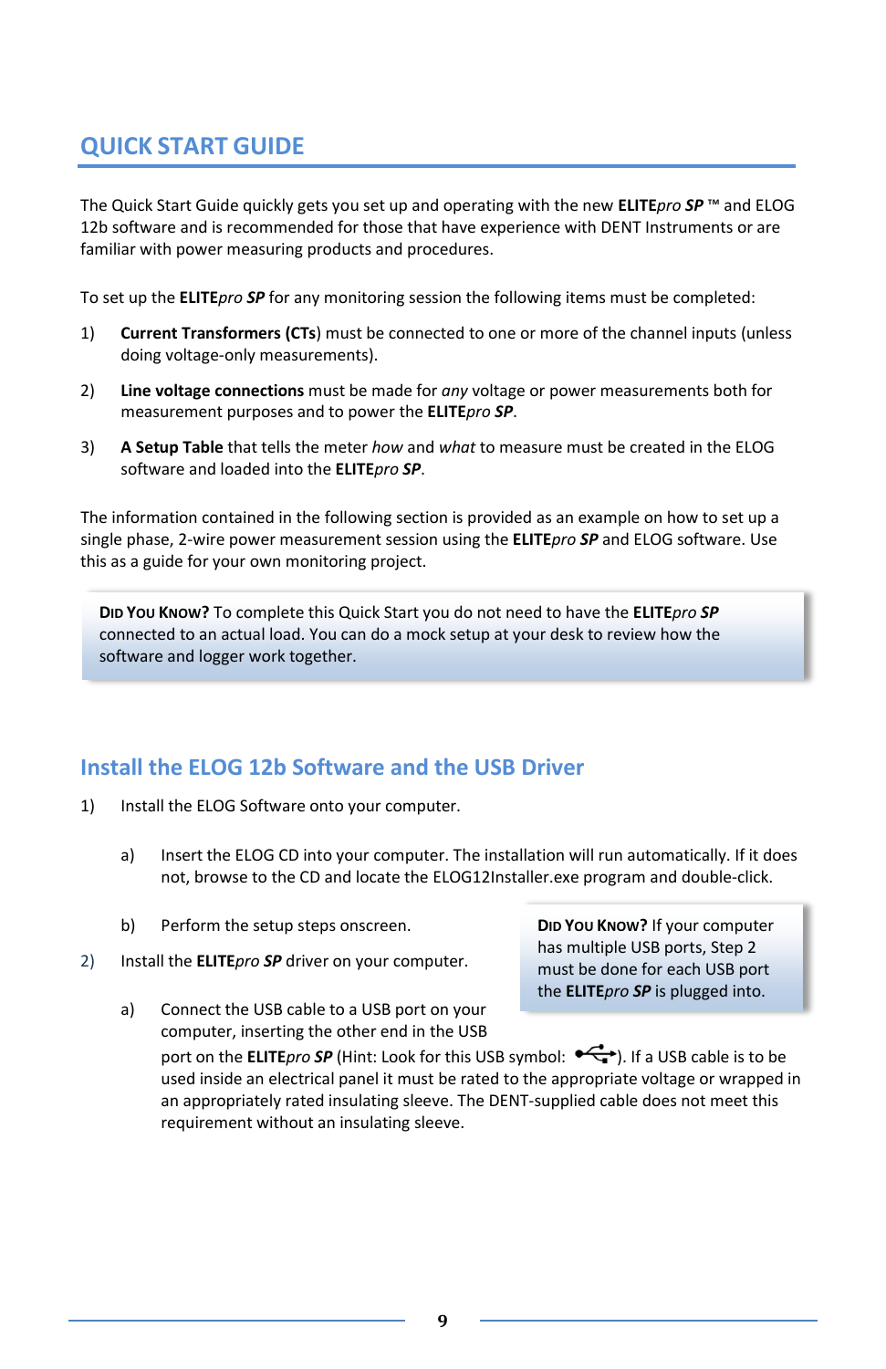# QUICK START GUIDE

The Quick Start Guide quickly gets you set up and operating with the new **ELITE***pro* ***SP*** ™ and ELOG 12b software and is recommended for those that have experience with DENT Instruments or are familiar with power measuring products and procedures.

To set up the **ELITE***pro* ***SP*** for any monitoring session the following items must be completed:

1) **Current Transformers (CTs**) must be connected to one or more of the channel inputs (unless doing voltage-only measurements).

2) **Line voltage connections** must be made for *any* voltage or power measurements both for measurement purposes and to power the **ELITE***pro* ***SP***.

3) **A Setup Table** that tells the meter *how* and *what* to measure must be created in the ELOG software and loaded into the **ELITE***pro* ***SP***.

The information contained in the following section is provided as an example on how to set up a single phase, 2-wire power measurement session using the **ELITE***pro* ***SP*** and ELOG software. Use this as a guide for your own monitoring project.

> **DID YOU KNOW?** To complete this Quick Start you do not need to have the **ELITE***pro* ***SP*** connected to an actual load. You can do a mock setup at your desk to review how the software and logger work together.

## Install the ELOG 12b Software and the USB Driver

1) Install the ELOG Software onto your computer.

   a) Insert the ELOG CD into your computer. The installation will run automatically. If it does not, browse to the CD and locate the ELOG12Installer.exe program and double-click.

   b) Perform the setup steps onscreen.

2) Install the **ELITE***pro* ***SP*** driver on your computer.

   a) Connect the USB cable to a USB port on your computer, inserting the other end in the USB port on the **ELITE***pro* ***SP*** (Hint: Look for this USB symbol: ). If a USB cable is to be used inside an electrical panel it must be rated to the appropriate voltage or wrapped in an appropriately rated insulating sleeve. The DENT-supplied cable does not meet this requirement without an insulating sleeve.

> **DID YOU KNOW?** If your computer has multiple USB ports, Step 2 must be done for each USB port the **ELITE***pro* ***SP*** is plugged into.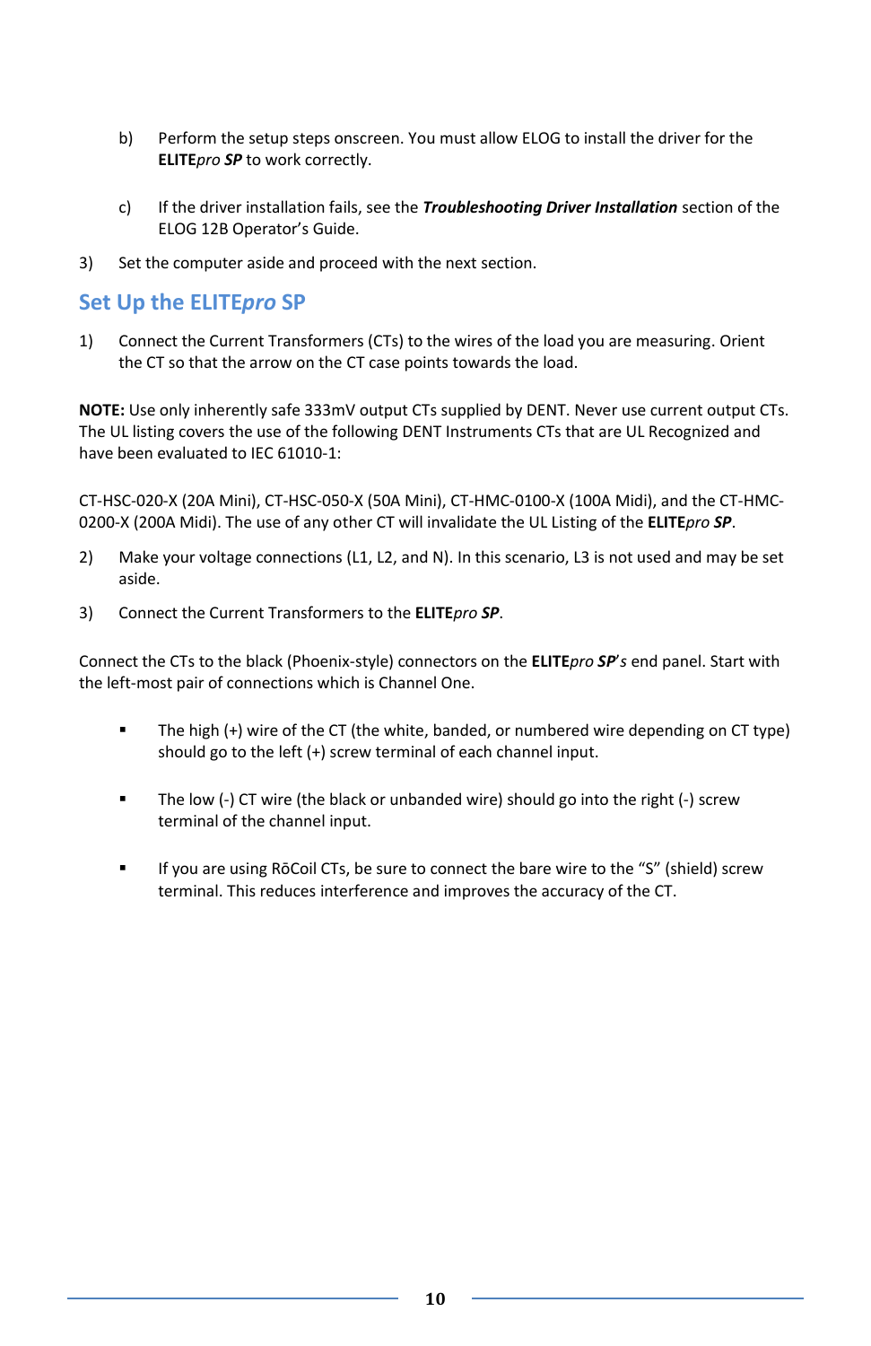b) Perform the setup steps onscreen. You must allow ELOG to install the driver for the **ELITE***pro* ***SP*** to work correctly.

c) If the driver installation fails, see the ***Troubleshooting Driver Installation*** section of the ELOG 12B Operator's Guide.

3) Set the computer aside and proceed with the next section.

## Set Up the ELITE*pro* SP

1) Connect the Current Transformers (CTs) to the wires of the load you are measuring. Orient the CT so that the arrow on the CT case points towards the load.

**NOTE:** Use only inherently safe 333mV output CTs supplied by DENT. Never use current output CTs. The UL listing covers the use of the following DENT Instruments CTs that are UL Recognized and have been evaluated to IEC 61010-1:

CT-HSC-020-X (20A Mini), CT-HSC-050-X (50A Mini), CT-HMC-0100-X (100A Midi), and the CT-HMC-0200-X (200A Midi). The use of any other CT will invalidate the UL Listing of the **ELITE***pro* ***SP***.

2) Make your voltage connections (L1, L2, and N). In this scenario, L3 is not used and may be set aside.

3) Connect the Current Transformers to the **ELITE***pro* ***SP***.

Connect the CTs to the black (Phoenix-style) connectors on the **ELITE***pro* ***SP****'s* end panel. Start with the left-most pair of connections which is Channel One.

- The high (+) wire of the CT (the white, banded, or numbered wire depending on CT type) should go to the left (+) screw terminal of each channel input.
- The low (-) CT wire (the black or unbanded wire) should go into the right (-) screw terminal of the channel input.
- If you are using RōCoil CTs, be sure to connect the bare wire to the "S" (shield) screw terminal. This reduces interference and improves the accuracy of the CT.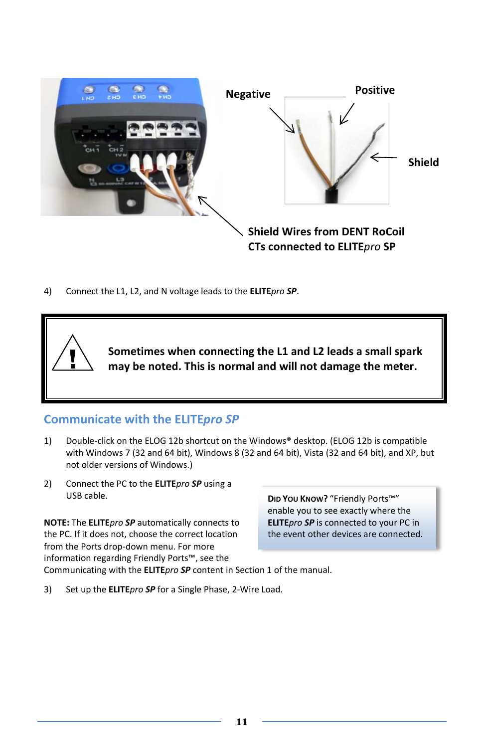Negative

Positive

Shield

**Shield Wires from DENT RoCoil CTs connected to ELITE*pro* SP**

4) Connect the L1, L2, and N voltage leads to the **ELITE*pro SP***.

> **Sometimes when connecting the L1 and L2 leads a small spark may be noted. This is normal and will not damage the meter.**

## Communicate with the ELITE*pro SP*

1) Double-click on the ELOG 12b shortcut on the Windows® desktop. (ELOG 12b is compatible with Windows 7 (32 and 64 bit), Windows 8 (32 and 64 bit), Vista (32 and 64 bit), and XP, but not older versions of Windows.)

2) Connect the PC to the **ELITE*pro SP*** using a USB cable.

**NOTE:** The **ELITE*pro SP*** automatically connects to the PC. If it does not, choose the correct location from the Ports drop-down menu. For more information regarding Friendly Ports™, see the Communicating with the **ELITE*pro SP*** content in Section 1 of the manual.

> **DID YOU KNOW?** "Friendly Ports™" enable you to see exactly where the **ELITE*pro SP*** is connected to your PC in the event other devices are connected.

3) Set up the **ELITE*pro SP*** for a Single Phase, 2-Wire Load.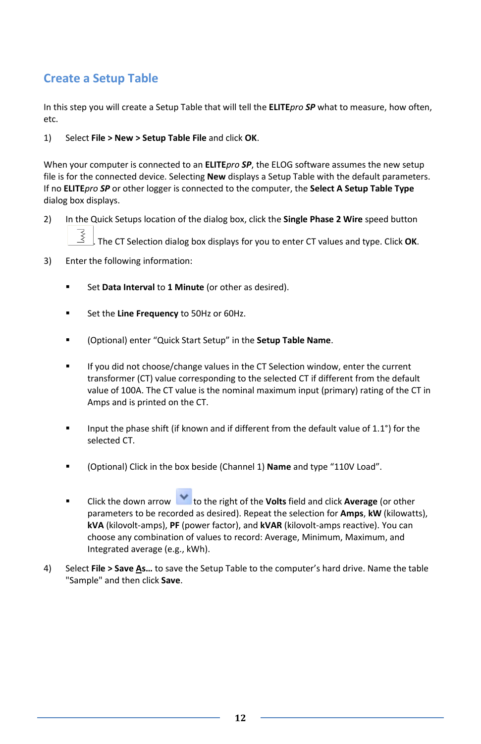## Create a Setup Table

In this step you will create a Setup Table that will tell the **ELITE***pro* ***SP*** what to measure, how often, etc.

1) Select **File > New > Setup Table File** and click **OK**.

When your computer is connected to an **ELITE***pro* ***SP***, the ELOG software assumes the new setup file is for the connected device. Selecting **New** displays a Setup Table with the default parameters. If no **ELITE***pro* ***SP*** or other logger is connected to the computer, the **Select A Setup Table Type** dialog box displays.

2) In the Quick Setups location of the dialog box, click the **Single Phase 2 Wire** speed button . The CT Selection dialog box displays for you to enter CT values and type. Click **OK**.

3) Enter the following information:

   - Set **Data Interval** to **1 Minute** (or other as desired).
   - Set the **Line Frequency** to 50Hz or 60Hz.
   - (Optional) enter "Quick Start Setup" in the **Setup Table Name**.
   - If you did not choose/change values in the CT Selection window, enter the current transformer (CT) value corresponding to the selected CT if different from the default value of 100A. The CT value is the nominal maximum input (primary) rating of the CT in Amps and is printed on the CT.
   - Input the phase shift (if known and if different from the default value of 1.1°) for the selected CT.
   - (Optional) Click in the box beside (Channel 1) **Name** and type "110V Load".
   - Click the down arrow  to the right of the **Volts** field and click **Average** (or other parameters to be recorded as desired). Repeat the selection for **Amps**, **kW** (kilowatts), **kVA** (kilovolt-amps), **PF** (power factor), and **kVAR** (kilovolt-amps reactive). You can choose any combination of values to record: Average, Minimum, Maximum, and Integrated average (e.g., kWh).

4) Select **File > Save As…** to save the Setup Table to the computer's hard drive. Name the table "Sample" and then click **Save**.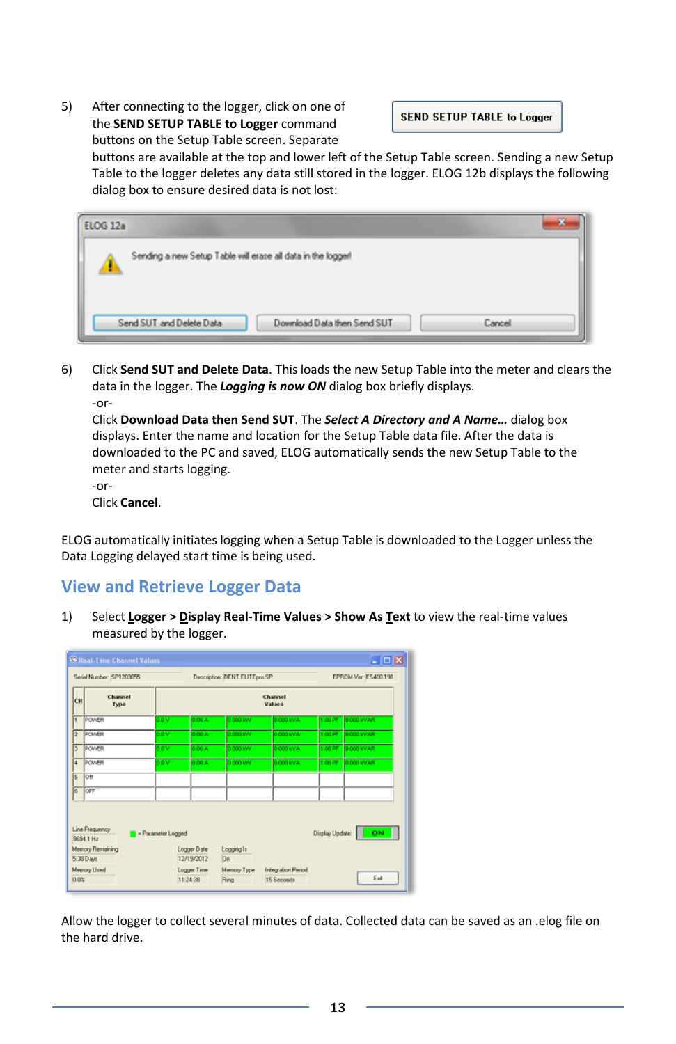5) After connecting to the logger, click on one of the **SEND SETUP TABLE to Logger** command buttons on the Setup Table screen. Separate buttons are available at the top and lower left of the Setup Table screen. Sending a new Setup Table to the logger deletes any data still stored in the logger. ELOG 12b displays the following dialog box to ensure desired data is not lost:

6) Click **Send SUT and Delete Data**. This loads the new Setup Table into the meter and clears the data in the logger. The ***Logging is now ON*** dialog box briefly displays.
   -or-
   Click **Download Data then Send SUT**. The ***Select A Directory and A Name…*** dialog box displays. Enter the name and location for the Setup Table data file. After the data is downloaded to the PC and saved, ELOG automatically sends the new Setup Table to the meter and starts logging.
   -or-
   Click **Cancel**.

ELOG automatically initiates logging when a Setup Table is downloaded to the Logger unless the Data Logging delayed start time is being used.

## View and Retrieve Logger Data

1) Select **Logger > Display Real-Time Values > Show As Text** to view the real-time values measured by the logger.

Allow the logger to collect several minutes of data. Collected data can be saved as an .elog file on the hard drive.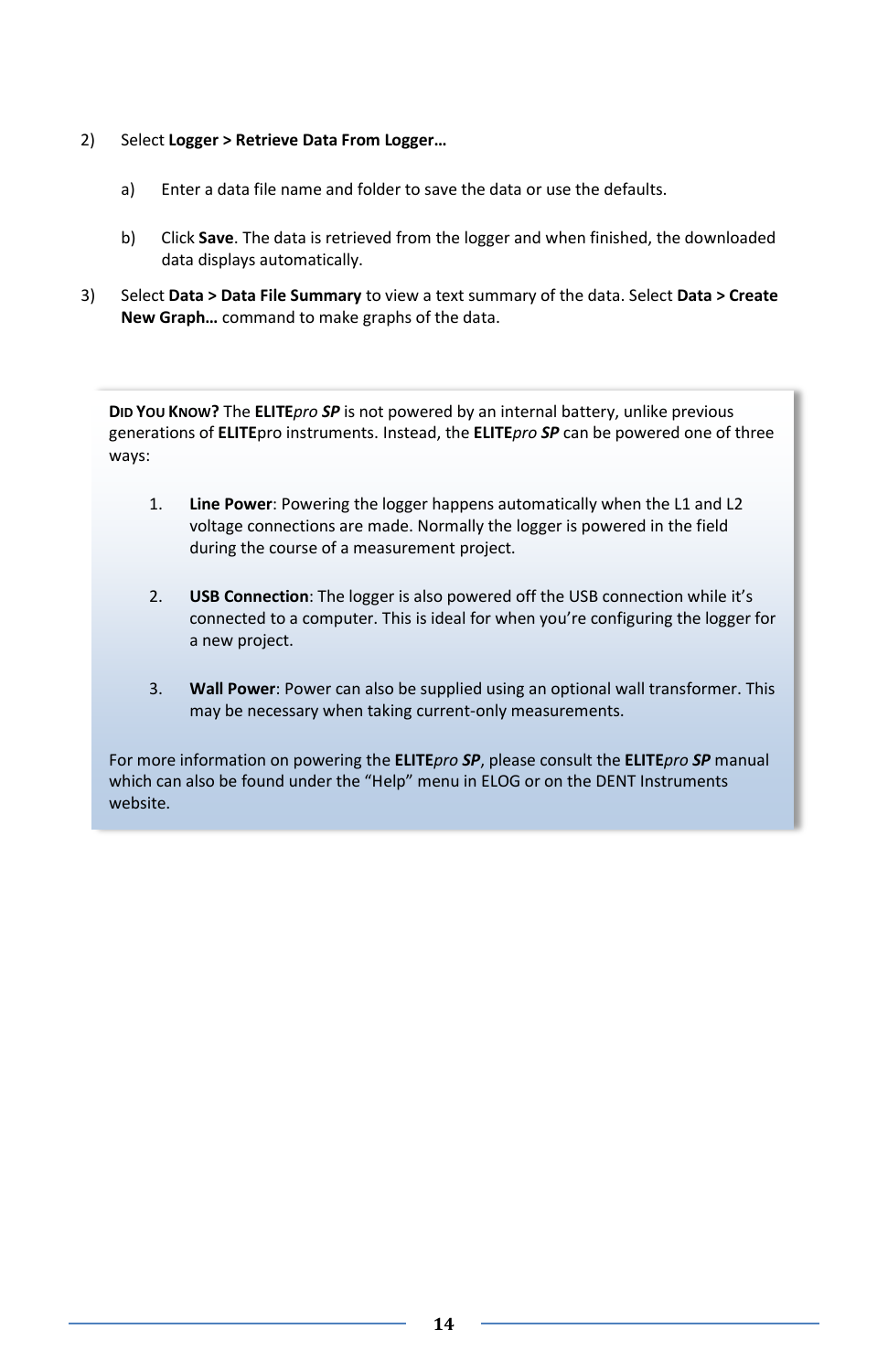2) Select **Logger > Retrieve Data From Logger…**

   a) Enter a data file name and folder to save the data or use the defaults.

   b) Click **Save**. The data is retrieved from the logger and when finished, the downloaded data displays automatically.

3) Select **Data > Data File Summary** to view a text summary of the data. Select **Data > Create New Graph…** command to make graphs of the data.

> **DID YOU KNOW?** The **ELITE***pro* ***SP*** is not powered by an internal battery, unlike previous generations of **ELITE**pro instruments. Instead, the **ELITE***pro* ***SP*** can be powered one of three ways:
>
> 1. **Line Power**: Powering the logger happens automatically when the L1 and L2 voltage connections are made. Normally the logger is powered in the field during the course of a measurement project.
>
> 2. **USB Connection**: The logger is also powered off the USB connection while it's connected to a computer. This is ideal for when you're configuring the logger for a new project.
>
> 3. **Wall Power**: Power can also be supplied using an optional wall transformer. This may be necessary when taking current-only measurements.
>
> For more information on powering the **ELITE***pro* ***SP***, please consult the **ELITE***pro* ***SP*** manual which can also be found under the "Help" menu in ELOG or on the DENT Instruments website.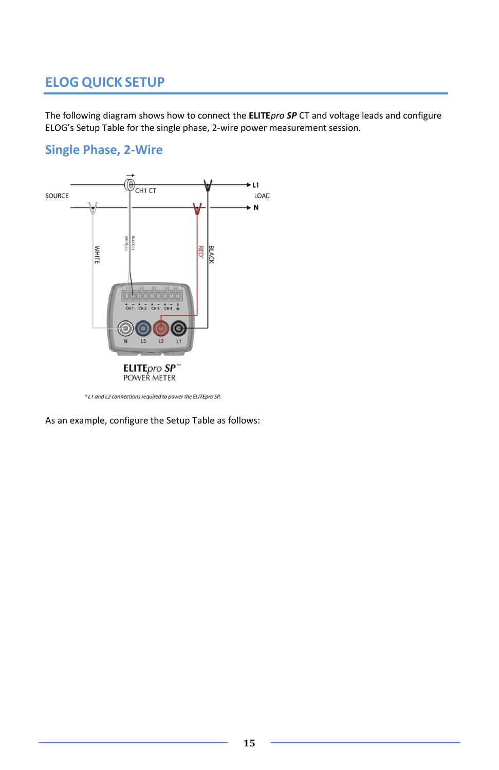## ELOG QUICK SETUP

The following diagram shows how to connect the **ELITE***pro* ***SP*** CT and voltage leads and configure ELOG's Setup Table for the single phase, 2-wire power measurement session.

### Single Phase, 2-Wire

*L1 and L2 connections required to power the ELITEpro SP.

As an example, configure the Setup Table as follows: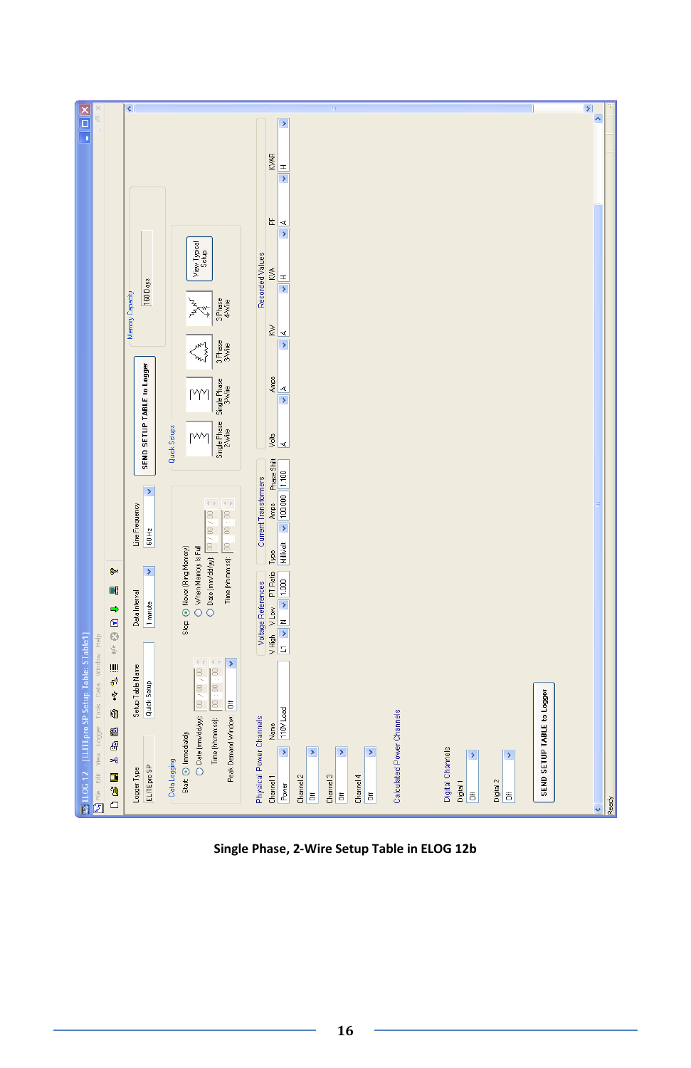Single Phase, 2-Wire Setup Table in ELOG 12b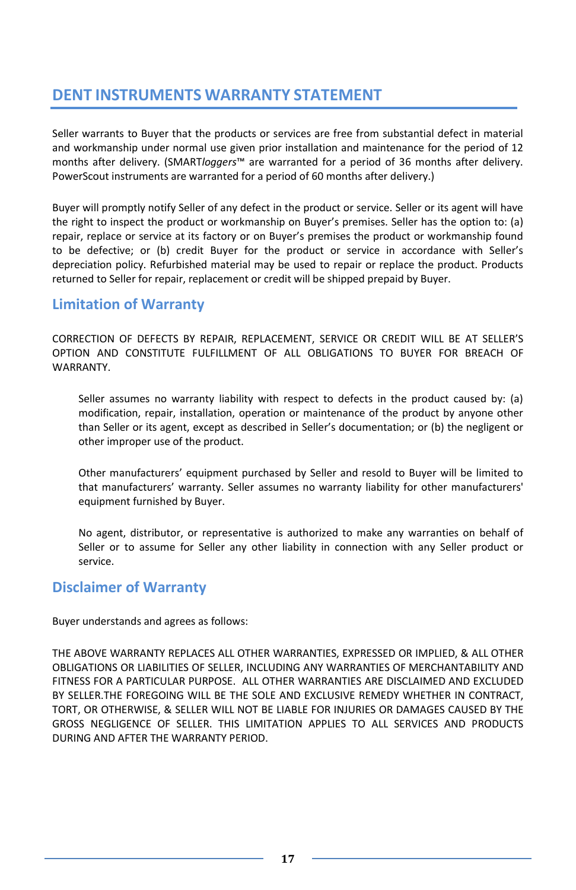# DENT INSTRUMENTS WARRANTY STATEMENT

Seller warrants to Buyer that the products or services are free from substantial defect in material and workmanship under normal use given prior installation and maintenance for the period of 12 months after delivery. (SMART*loggers*™ are warranted for a period of 36 months after delivery. PowerScout instruments are warranted for a period of 60 months after delivery.)

Buyer will promptly notify Seller of any defect in the product or service. Seller or its agent will have the right to inspect the product or workmanship on Buyer's premises. Seller has the option to: (a) repair, replace or service at its factory or on Buyer's premises the product or workmanship found to be defective; or (b) credit Buyer for the product or service in accordance with Seller's depreciation policy. Refurbished material may be used to repair or replace the product. Products returned to Seller for repair, replacement or credit will be shipped prepaid by Buyer.

## Limitation of Warranty

CORRECTION OF DEFECTS BY REPAIR, REPLACEMENT, SERVICE OR CREDIT WILL BE AT SELLER'S OPTION AND CONSTITUTE FULFILLMENT OF ALL OBLIGATIONS TO BUYER FOR BREACH OF WARRANTY.

> Seller assumes no warranty liability with respect to defects in the product caused by: (a) modification, repair, installation, operation or maintenance of the product by anyone other than Seller or its agent, except as described in Seller's documentation; or (b) the negligent or other improper use of the product.
>
> Other manufacturers' equipment purchased by Seller and resold to Buyer will be limited to that manufacturers' warranty. Seller assumes no warranty liability for other manufacturers' equipment furnished by Buyer.
>
> No agent, distributor, or representative is authorized to make any warranties on behalf of Seller or to assume for Seller any other liability in connection with any Seller product or service.

## Disclaimer of Warranty

Buyer understands and agrees as follows:

THE ABOVE WARRANTY REPLACES ALL OTHER WARRANTIES, EXPRESSED OR IMPLIED, & ALL OTHER OBLIGATIONS OR LIABILITIES OF SELLER, INCLUDING ANY WARRANTIES OF MERCHANTABILITY AND FITNESS FOR A PARTICULAR PURPOSE. ALL OTHER WARRANTIES ARE DISCLAIMED AND EXCLUDED BY SELLER.THE FOREGOING WILL BE THE SOLE AND EXCLUSIVE REMEDY WHETHER IN CONTRACT, TORT, OR OTHERWISE, & SELLER WILL NOT BE LIABLE FOR INJURIES OR DAMAGES CAUSED BY THE GROSS NEGLIGENCE OF SELLER. THIS LIMITATION APPLIES TO ALL SERVICES AND PRODUCTS DURING AND AFTER THE WARRANTY PERIOD.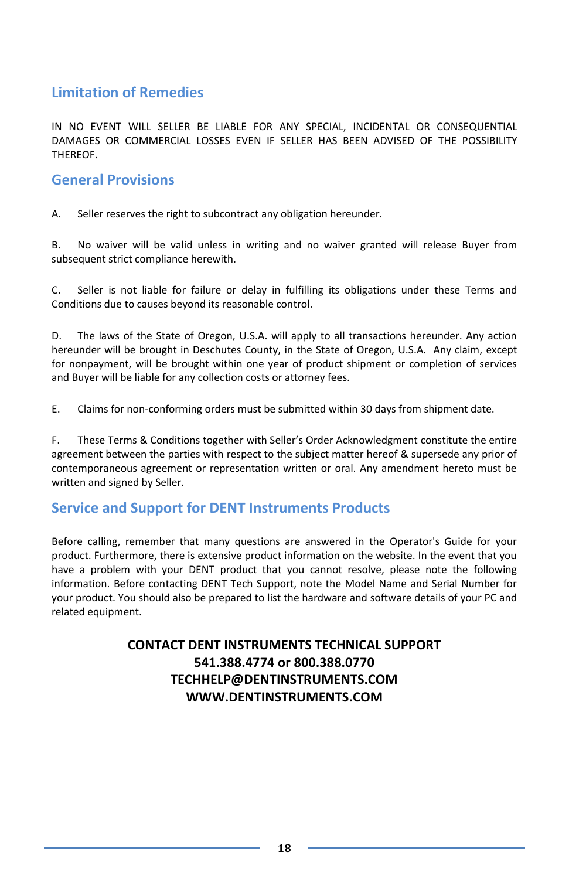## Limitation of Remedies

IN NO EVENT WILL SELLER BE LIABLE FOR ANY SPECIAL, INCIDENTAL OR CONSEQUENTIAL DAMAGES OR COMMERCIAL LOSSES EVEN IF SELLER HAS BEEN ADVISED OF THE POSSIBILITY THEREOF.

## General Provisions

A. Seller reserves the right to subcontract any obligation hereunder.

B. No waiver will be valid unless in writing and no waiver granted will release Buyer from subsequent strict compliance herewith.

C. Seller is not liable for failure or delay in fulfilling its obligations under these Terms and Conditions due to causes beyond its reasonable control.

D. The laws of the State of Oregon, U.S.A. will apply to all transactions hereunder. Any action hereunder will be brought in Deschutes County, in the State of Oregon, U.S.A. Any claim, except for nonpayment, will be brought within one year of product shipment or completion of services and Buyer will be liable for any collection costs or attorney fees.

E. Claims for non-conforming orders must be submitted within 30 days from shipment date.

F. These Terms & Conditions together with Seller's Order Acknowledgment constitute the entire agreement between the parties with respect to the subject matter hereof & supersede any prior of contemporaneous agreement or representation written or oral. Any amendment hereto must be written and signed by Seller.

## Service and Support for DENT Instruments Products

Before calling, remember that many questions are answered in the Operator's Guide for your product. Furthermore, there is extensive product information on the website. In the event that you have a problem with your DENT product that you cannot resolve, please note the following information. Before contacting DENT Tech Support, note the Model Name and Serial Number for your product. You should also be prepared to list the hardware and software details of your PC and related equipment.

**CONTACT DENT INSTRUMENTS TECHNICAL SUPPORT**
**541.388.4774 or 800.388.0770**
**TECHHELP@DENTINSTRUMENTS.COM**
**WWW.DENTINSTRUMENTS.COM**